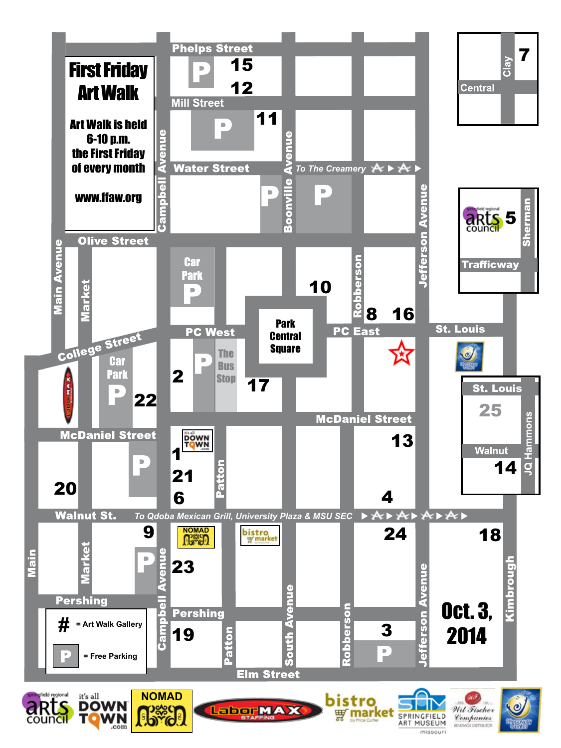# First Friday Art Walk

**Art Walk is held 6-10 p.m. the First Friday of every month**

**www.ffaw.org**

Phelps Street

Mill Street

Water Street

To The Creamery

Olive Street

College Street

PC West

PC East

Park Central Square

The Bus Stop

Car Park

St. Louis

McDaniel Street

Walnut St.

To Qdoba Mexican Grill, University Plaza & MSU SEC

Pershing

Elm Street

Main Avenue

Market

Campbell Avenue

Boonville Avenue

Robberson

Jefferson Avenue

Patton

South Avenue

Kimbrough

Central

Clay

Trafficway

Sherman

Walnut

JQ Hammons

15 12 11 7 5 10 8 16 2 17 22 25 13 1 21 6 14 20 4 9 24 18 23 19 3

**Oct. 3, 2014**

# = Art Walk Gallery

P = Free Parking

springfield regional arts council · it's all DOWNTOWN .com · NOMAD · LaborMAX STAFFING · bistro market by Price Cutter · SPRINGFIELD ART MUSEUM missouri · Wil Fischer Companies BEVERAGE DISTRIBUTOR · Discovery Center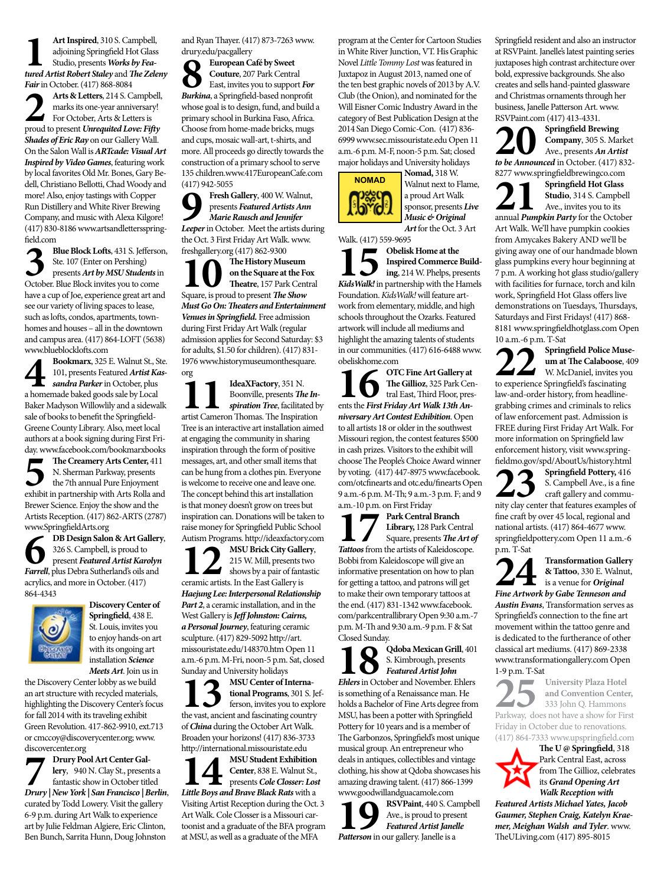**1** **Art Inspired**, 310 S. Campbell, adjoining Springfield Hot Glass Studio, presents ***Works by Featured Artist Robert Staley*** and ***The Zeleny Fair*** in October. (417) 868-8084

**2** **Arts & Letters**, 214 S. Campbell, marks its one-year anniversary! For October, Arts & Letters is proud to present ***Unrequited Love: Fifty Shades of Eric Ray*** on our Gallery Wall. On the Salon Wall is ***ARTcade: Visual Art Inspired by Video Games***, featuring work by local favorites Old Mr. Bones, Gary Bedell, Christiano Bellotti, Chad Woody and more! Also, enjoy tastings with Copper Run Distillery and White River Brewing Company, and music with Alexa Kilgore! (417) 830-8186 www.artsandlettersspringfield.com

**3** **Blue Block Lofts**, 431 S. Jefferson, Ste. 107 (Enter on Pershing) presents ***Art by MSU Students*** in October. Blue Block invites you to come have a cup of Joe, experience great art and see our variety of living spaces to lease, such as lofts, condos, apartments, townhomes and houses – all in the downtown and campus area. (417) 864-LOFT (5638) www.blueblocklofts.com

**4** **Bookmarx**, 325 E. Walnut St., Ste. 101, presents Featured ***Artist Kassandra Palmer*** in October, plus a homemade baked goods sale by Local Baker Madyson Willowlily and a sidewalk sale of books to benefit the Springfield-Greene County Library. Also, meet local authors at a book signing during First Friday. www.facebook.com/bookmarxbooks

**5** **The Creamery Arts Center,** 411 N. Sherman Parkway, presents the 7th annual Pure Enjoyment exhibit in partnership with Arts Rolla and Brewer Science. Enjoy the show and the Artists Reception. (417) 862-ARTS (2787) www.SpringfieldArts.org

**6** **DB Design Salon & Art Gallery**, 326 S. Campbell, is proud to present ***Featured Artist Karolyn Farrell***, plus Debra Sutherland's oils and acrylics, and more in October. (417) 864-4343

**Discovery Center of Springfield**, 438 E. St. Louis, invites you to enjoy hands-on art with its ongoing art installation ***Science Meets Art***. Join us in the Discovery Center lobby as we build an art structure with recycled materials, highlighting the Discovery Center's focus for fall 2014 with its traveling exhibit Green Revolution. 417-862-9910, ext.713 or cmccoy@discoverycenter.org; www.discoverycenter.org

**7** **Drury Pool Art Center Gallery**, 940 N. Clay St., presents a fantastic show in October titled ***Drury | New York | San Francisco | Berlin***, curated by Todd Lowery. Visit the gallery 6-9 p.m. during Art Walk to experience art by Julie Feldman Algiere, Eric Clinton, Ben Bunch, Sarrita Hunn, Doug Johnston and Ryan Thayer. (417) 873-7263 www.drury.edu/pacgallery

**8** **European Café by Sweet Couture**, 207 Park Central East, invites you to support ***For Burkina***, a Springfield-based nonprofit whose goal is to design, fund, and build a primary school in Burkina Faso, Africa. Choose from home-made bricks, mugs and cups, mosaic wall-art, t-shirts, and more. All proceeds go directly towards the construction of a primary school to serve 135 children.www.417EuropeanCafe.com (417) 942-5055

**9** **Fresh Gallery**, 400 W. Walnut, presents ***Featured Artists Ann Marie Rausch and Jennifer Leeper*** in October. Meet the artists during the Oct. 3 First Friday Art Walk. www.freshgallery.org (417) 862-9300

**10** **The History Museum on the Square at the Fox Theatre**, 157 Park Central Square, is proud to present ***The Show Must Go On: Theaters and Entertainment Venues in Springfield.*** Free admission during First Friday Art Walk (regular admission applies for Second Saturday: $3 for adults, $1.50 for children). (417) 831-1976 www.historymuseumonthesquare.org

**11** **IdeaXFactory**, 351 N. Boonville, presents ***The Inspiration Tree***, facilitated by artist Cameron Thomas. The Inspiration Tree is an interactive art installation aimed at engaging the community in sharing inspiration through the form of positive messages, art, and other small items that can be hung from a clothes pin. Everyone is welcome to receive one and leave one. The concept behind this art installation is that money doesn't grow on trees but inspiration can. Donations will be taken to raise money for Springfield Public School Autism Programs. http://ideaxfactory.com

**12** **MSU Brick City Gallery**, 215 W. Mill, presents two shows by a pair of fantastic ceramic artists. In the East Gallery is ***Haejung Lee: Interpersonal Relationship Part 2***, a ceramic installation, and in the West Gallery is ***Jeff Johnston: Cairns, a Personal Journey***, featuring ceramic sculpture. (417) 829-5092 http://art.missouristate.edu/148370.htm Open 11 a.m.-6 p.m. M-Fri, noon-5 p.m. Sat, closed Sunday and University holidays

**13** **MSU Center of International Programs**, 301 S. Jefferson, invites you to explore the vast, ancient and fascinating country of ***China*** during the October Art Walk. Broaden your horizons! (417) 836-3733 http://international.missouristate.edu

**14** **MSU Student Exhibition Center**, 838 E. Walnut St., presents ***Cole Closser: Lost Little Boys and Brave Black Rats*** with a Visiting Artist Reception during the Oct. 3 Art Walk. Cole Closser is a Missouri cartoonist and a graduate of the BFA program at MSU, as well as a graduate of the MFA program at the Center for Cartoon Studies in White River Junction, VT. His Graphic Novel *Little Tommy Lost* was featured in Juxtapoz in August 2013, named one of the ten best graphic novels of 2013 by A.V. Club (the Onion), and nominated for the Will Eisner Comic Industry Award in the category of Best Publication Design at the 2014 San Diego Comic-Con. (417) 836-6999 www.sec.missouristate.edu Open 11 a.m.-6 p.m. M-F, noon-5 p.m. Sat; closed major holidays and University holidays

**Nomad,** 318 W. Walnut next to Flame, a proud Art Walk sponsor, presents ***Live Music & Original Art*** for the Oct. 3 Art Walk. (417) 559-9695

**15** **Obelisk Home at the Inspired Commerce Building**, 214 W. Phelps, presents ***KidsWalk!*** in partnership with the Hamels Foundation. *KidsWalk!* will feature artwork from elementary, middle, and high schools throughout the Ozarks. Featured artwork will include all mediums and highlight the amazing talents of students in our communities. (417) 616-6488 www.obeliskhome.com

**16** **OTC Fine Art Gallery at The Gillioz**, 325 Park Central East, Third Floor, presents the ***First Friday Art Walk 13th Anniversary Art Contest Exhibition***. Open to all artists 18 or older in the southwest Missouri region, the contest features $500 in cash prizes. Visitors to the exhibit will choose The People's Choice Award winner by voting. (417) 447-8975 www.facebook.com/otcfinearts and otc.edu/finearts Open 9 a.m.-6 p.m. M-Th; 9 a.m.-3 p.m. F; and 9 a.m.-10 p.m. on First Friday

**17** **Park Central Branch Library,** 128 Park Central Square, presents ***The Art of Tattoos*** from the artists of Kaleidoscope. Bobbi from Kaleidoscope will give an informative presentation on how to plan for getting a tattoo, and patrons will get to make their own temporary tattoos at the end. (417) 831-1342 www.facebook.com/parkcentrallibrary Open 9:30 a.m.-7 p.m. M-Th and 9:30 a.m.-9 p.m. F & Sat Closed Sunday.

**18** **Qdoba Mexican Grill**, 401 S. Kimbrough, presents ***Featured Artist John Ehlers*** in October and November. Ehlers is something of a Renaissance man. He holds a Bachelor of Fine Arts degree from MSU, has been a potter with Springfield Pottery for 10 years and is a member of The Garbonzos, Springfield's most unique musical group. An entrepreneur who deals in antiques, collectibles and vintage clothing, his show at Qdoba showcases his amazing drawing talent. (417) 866-1399 www.goodwillandguacamole.com

**19** **RSVPaint**, 440 S. Campbell Ave., is proud to present ***Featured Artist Janelle Patterson*** in our gallery. Janelle is a Springfield resident and also an instructor at RSVPaint. Janelle's latest painting series juxtaposes high contrast architecture over bold, expressive backgrounds. She also creates and sells hand-painted glassware and Christmas ornaments through her business, Janelle Patterson Art. www.RSVPaint.com (417) 413-4331.

**20** **Springfield Brewing Company**, 305 S. Market Ave., presents ***An Artist to be Announced*** in October. (417) 832-8277 www.springfieldbrewingco.com

**21** **Springfield Hot Glass Studio**, 314 S. Campbell Ave., invites you to its annual ***Pumpkin Party*** for the October Art Walk. We'll have pumpkin cookies from Amycakes Bakery AND we'll be giving away one of our handmade blown glass pumpkins every hour beginning at 7 p.m. A working hot glass studio/gallery with facilities for furnace, torch and kiln work, Springfield Hot Glass offers live demonstrations on Tuesdays, Thursdays, Saturdays and First Fridays! (417) 868-8181 www.springfieldhotglass.com Open 10 a.m.-6 p.m. T-Sat

**22** **Springfield Police Museum at The Calaboose**, 409 W. McDaniel, invites you to experience Springfield's fascinating law-and-order history, from headline-grabbing crimes and criminals to relics of law enforcement past. Admission is FREE during First Friday Art Walk. For more information on Springfield law enforcement history, visit www.springfieldmo.gov/spd/AboutUs/history.html

**23** **Springfield Pottery,** 416 S. Campbell Ave., is a fine craft gallery and community clay center that features examples of fine craft by over 45 local, regional and national artists. (417) 864-4677 www.springfieldpottery.com Open 11 a.m.-6 p.m. T-Sat

**24** **Transformation Gallery & Tattoo**, 330 E. Walnut, is a venue for ***Original Fine Artwork by Gabe Tenneson and Austin Evans***, Transformation serves as Springfield's connection to the fine art movement within the tattoo genre and is dedicated to the furtherance of other classical art mediums. (417) 869-2338 www.transformationgallery.com Open 1-9 p.m. T-Sat

**25** **University Plaza Hotel and Convention Center,** 333 John Q. Hammons Parkway, does not have a show for First Friday in October due to renovations. (417) 864-7333 www.upspringfield.com

**The U @ Springfield**, 318 Park Central East, across from The Gillioz, celebrates its ***Grand Opening Art Walk Reception with Featured Artists Michael Yates, Jacob Gaumer, Stephen Craig, Katelyn Kraemer, Meighan Walsh and Tyler***. www.TheULiving.com (417) 895-8015